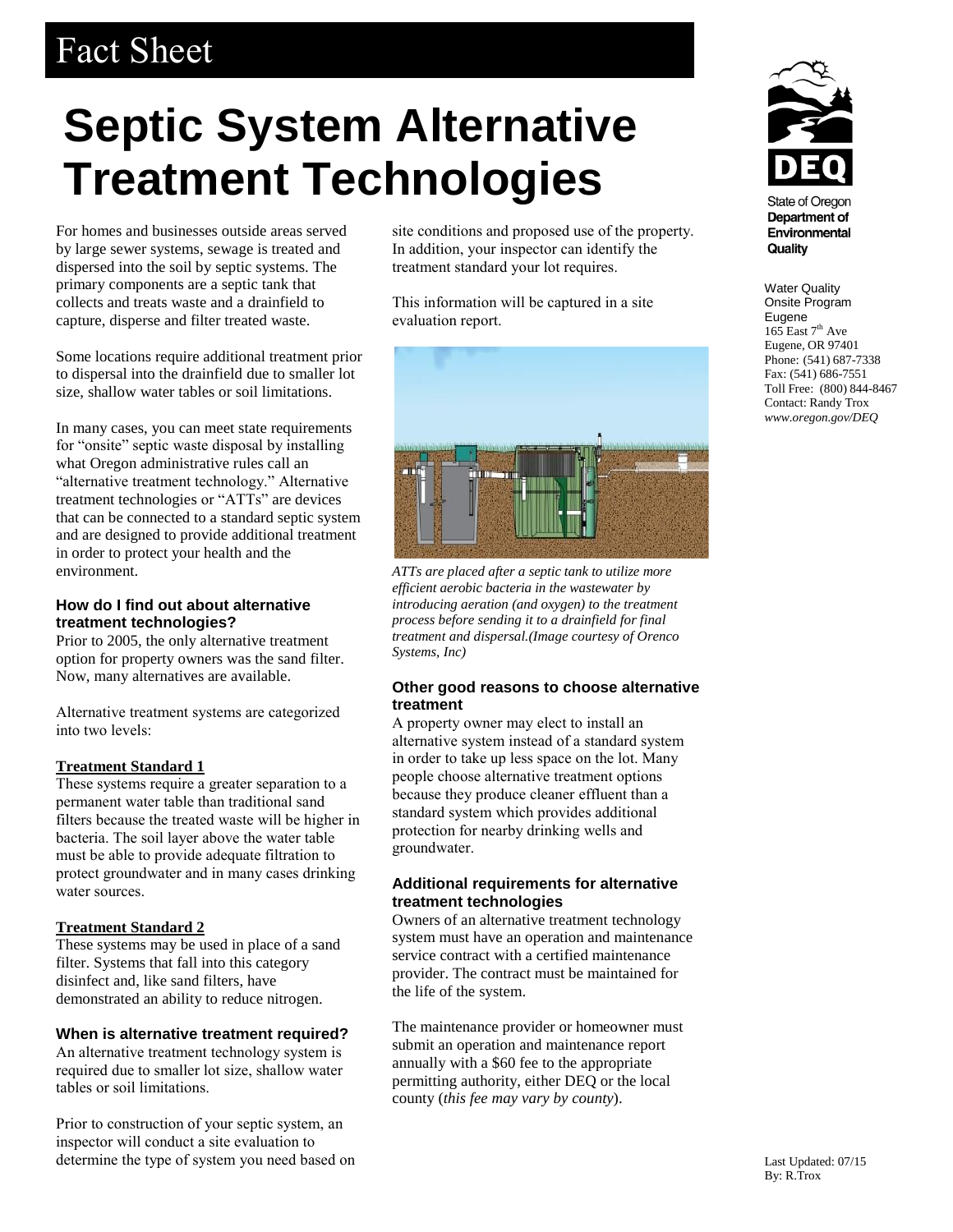Fact Sheet

# Septic System Alternative Treatment Technologies

For homes and businesses outside areas served by large sewer systems, sewage is treated and dispersed into the soil by septic systems. The primary components are a septic tank that collects and treats waste and a drainfield to capture, disperse and filter treated waste.

Some locations require additional treatment prior to dispersal into the drainfield due to smaller lot size, shallow water tables or soil limitations.

In many cases, you can meet state requirements for "onsite" septic waste disposal by installing what Oregon administrative rules call an "alternative treatment technology." Alternative treatment technologies or "ATTs" are devices that can be connected to a standard septic system and are designed to provide additional treatment in order to protect your health and the environment.

### How do I find out about alternative treatment technologies?

Prior to 2005, the only alternative treatment option for property owners was the sand filter. Now, many alternatives are available.

Alternative treatment systems are categorized into two levels:

**Treatment Standard 1**

These systems require a greater separation to a permanent water table than traditional sand filters because the treated waste will be higher in bacteria. The soil layer above the water table must be able to provide adequate filtration to protect groundwater and in many cases drinking water sources.

**Treatment Standard 2**

These systems may be used in place of a sand filter. Systems that fall into this category disinfect and, like sand filters, have demonstrated an ability to reduce nitrogen.

### When is alternative treatment required?

An alternative treatment technology system is required due to smaller lot size, shallow water tables or soil limitations.

Prior to construction of your septic system, an inspector will conduct a site evaluation to determine the type of system you need based on site conditions and proposed use of the property. In addition, your inspector can identify the treatment standard your lot requires.

This information will be captured in a site evaluation report.

*ATTs are placed after a septic tank to utilize more efficient aerobic bacteria in the wastewater by introducing aeration (and oxygen) to the treatment process before sending it to a drainfield for final treatment and dispersal.(Image courtesy of Orenco Systems, Inc)*

### Other good reasons to choose alternative treatment

A property owner may elect to install an alternative system instead of a standard system in order to take up less space on the lot. Many people choose alternative treatment options because they produce cleaner effluent than a standard system which provides additional protection for nearby drinking wells and groundwater.

### Additional requirements for alternative treatment technologies

Owners of an alternative treatment technology system must have an operation and maintenance service contract with a certified maintenance provider. The contract must be maintained for the life of the system.

The maintenance provider or homeowner must submit an operation and maintenance report annually with a $60 fee to the appropriate permitting authority, either DEQ or the local county (*this fee may vary by county*).

DEQ
State of Oregon
**Department of Environmental Quality**

Water Quality
Onsite Program
Eugene
165 East 7th Ave
Eugene, OR 97401
Phone: (541) 687-7338
Fax: (541) 686-7551
Toll Free: (800) 844-8467
Contact: Randy Trox
*www.oregon.gov/DEQ*

Last Updated: 07/15
By: R.Trox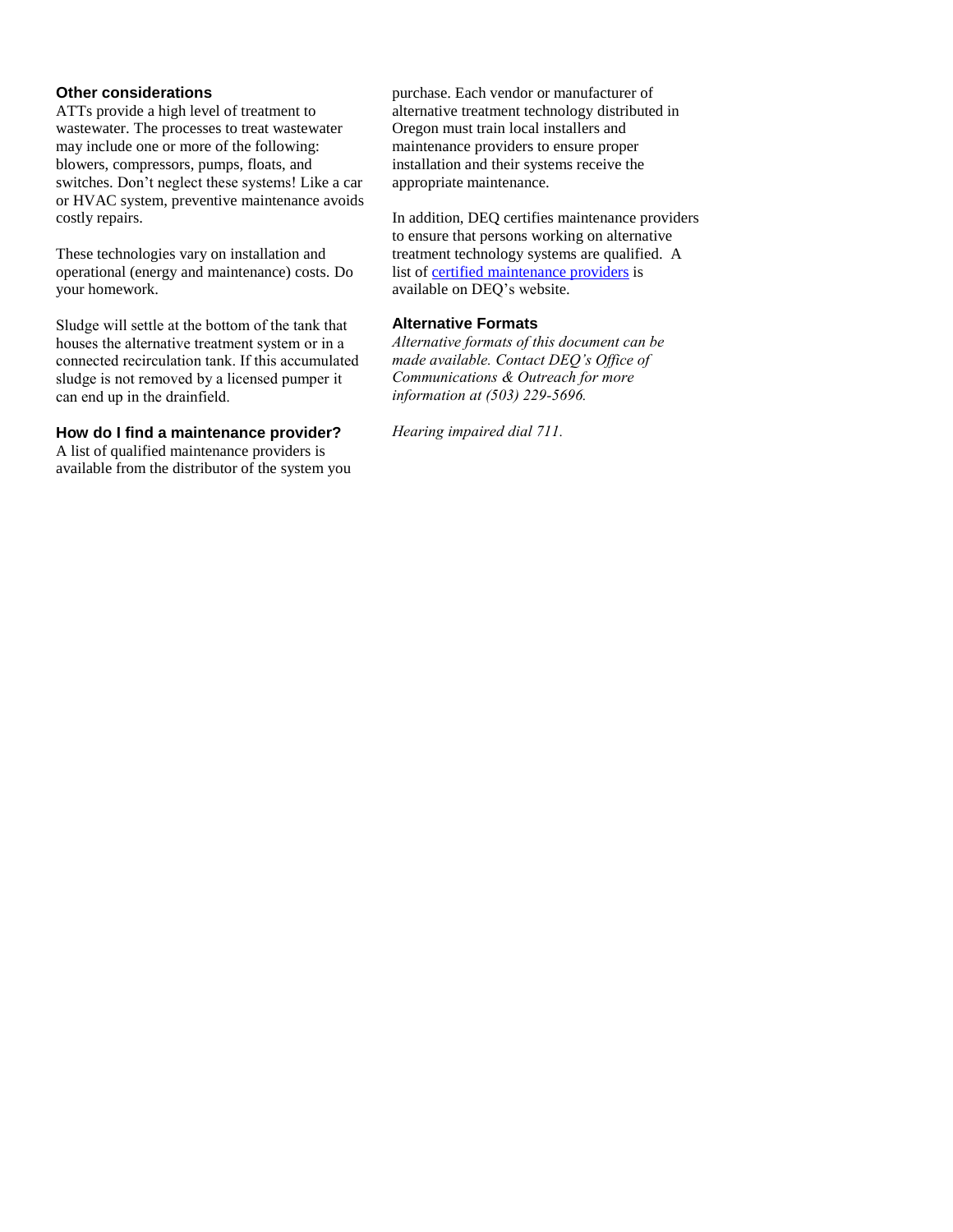## Other considerations

ATTs provide a high level of treatment to wastewater. The processes to treat wastewater may include one or more of the following: blowers, compressors, pumps, floats, and switches. Don't neglect these systems! Like a car or HVAC system, preventive maintenance avoids costly repairs.

These technologies vary on installation and operational (energy and maintenance) costs. Do your homework.

Sludge will settle at the bottom of the tank that houses the alternative treatment system or in a connected recirculation tank. If this accumulated sludge is not removed by a licensed pumper it can end up in the drainfield.

## How do I find a maintenance provider?

A list of qualified maintenance providers is available from the distributor of the system you purchase. Each vendor or manufacturer of alternative treatment technology distributed in Oregon must train local installers and maintenance providers to ensure proper installation and their systems receive the appropriate maintenance.

In addition, DEQ certifies maintenance providers to ensure that persons working on alternative treatment technology systems are qualified. A list of certified maintenance providers is available on DEQ's website.

## Alternative Formats

*Alternative formats of this document can be made available. Contact DEQ's Office of Communications & Outreach for more information at (503) 229-5696.*

*Hearing impaired dial 711.*